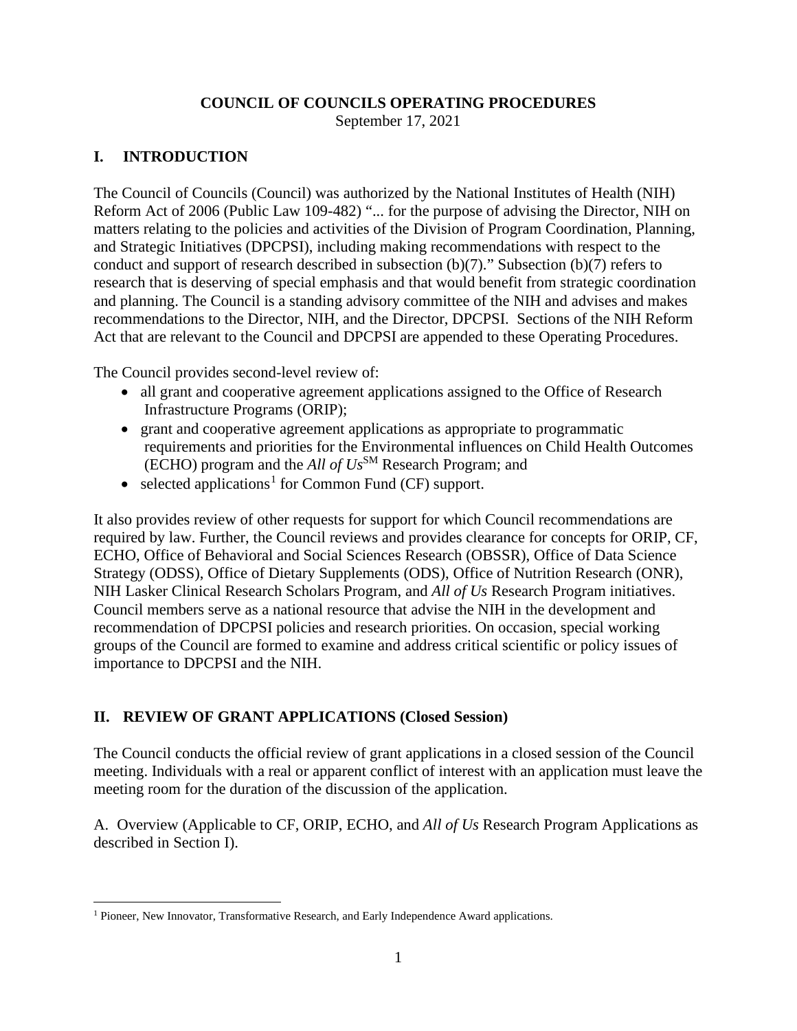# COUNCIL OF COUNCILS OPERATING PROCEDURES

September 17, 2021

## I. INTRODUCTION

The Council of Councils (Council) was authorized by the National Institutes of Health (NIH) Reform Act of 2006 (Public Law 109-482) "... for the purpose of advising the Director, NIH on matters relating to the policies and activities of the Division of Program Coordination, Planning, and Strategic Initiatives (DPCPSI), including making recommendations with respect to the conduct and support of research described in subsection (b)(7)." Subsection (b)(7) refers to research that is deserving of special emphasis and that would benefit from strategic coordination and planning. The Council is a standing advisory committee of the NIH and advises and makes recommendations to the Director, NIH, and the Director, DPCPSI. Sections of the NIH Reform Act that are relevant to the Council and DPCPSI are appended to these Operating Procedures.

The Council provides second-level review of:

- all grant and cooperative agreement applications assigned to the Office of Research Infrastructure Programs (ORIP);
- grant and cooperative agreement applications as appropriate to programmatic requirements and priorities for the Environmental influences on Child Health Outcomes (ECHO) program and the *All of Us*[SM] Research Program; and
- selected applications[1] for Common Fund (CF) support.

It also provides review of other requests for support for which Council recommendations are required by law. Further, the Council reviews and provides clearance for concepts for ORIP, CF, ECHO, Office of Behavioral and Social Sciences Research (OBSSR), Office of Data Science Strategy (ODSS), Office of Dietary Supplements (ODS), Office of Nutrition Research (ONR), NIH Lasker Clinical Research Scholars Program, and *All of Us* Research Program initiatives. Council members serve as a national resource that advise the NIH in the development and recommendation of DPCPSI policies and research priorities. On occasion, special working groups of the Council are formed to examine and address critical scientific or policy issues of importance to DPCPSI and the NIH.

## II. REVIEW OF GRANT APPLICATIONS (Closed Session)

The Council conducts the official review of grant applications in a closed session of the Council meeting. Individuals with a real or apparent conflict of interest with an application must leave the meeting room for the duration of the discussion of the application.

A. Overview (Applicable to CF, ORIP, ECHO, and *All of Us* Research Program Applications as described in Section I).

[1] Pioneer, New Innovator, Transformative Research, and Early Independence Award applications.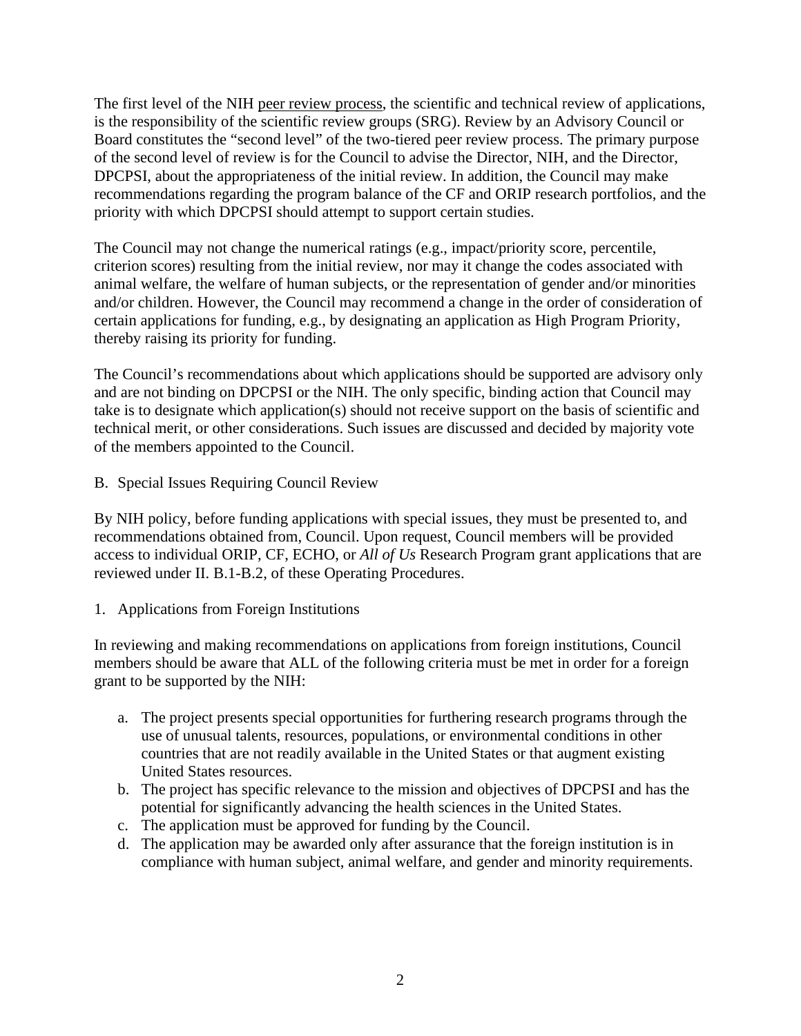The first level of the NIH peer review process, the scientific and technical review of applications, is the responsibility of the scientific review groups (SRG). Review by an Advisory Council or Board constitutes the "second level" of the two-tiered peer review process. The primary purpose of the second level of review is for the Council to advise the Director, NIH, and the Director, DPCPSI, about the appropriateness of the initial review. In addition, the Council may make recommendations regarding the program balance of the CF and ORIP research portfolios, and the priority with which DPCPSI should attempt to support certain studies.

The Council may not change the numerical ratings (e.g., impact/priority score, percentile, criterion scores) resulting from the initial review, nor may it change the codes associated with animal welfare, the welfare of human subjects, or the representation of gender and/or minorities and/or children. However, the Council may recommend a change in the order of consideration of certain applications for funding, e.g., by designating an application as High Program Priority, thereby raising its priority for funding.

The Council's recommendations about which applications should be supported are advisory only and are not binding on DPCPSI or the NIH. The only specific, binding action that Council may take is to designate which application(s) should not receive support on the basis of scientific and technical merit, or other considerations. Such issues are discussed and decided by majority vote of the members appointed to the Council.

B. Special Issues Requiring Council Review

By NIH policy, before funding applications with special issues, they must be presented to, and recommendations obtained from, Council. Upon request, Council members will be provided access to individual ORIP, CF, ECHO, or *All of Us* Research Program grant applications that are reviewed under II. B.1-B.2, of these Operating Procedures.

1. Applications from Foreign Institutions

In reviewing and making recommendations on applications from foreign institutions, Council members should be aware that ALL of the following criteria must be met in order for a foreign grant to be supported by the NIH:

a. The project presents special opportunities for furthering research programs through the use of unusual talents, resources, populations, or environmental conditions in other countries that are not readily available in the United States or that augment existing United States resources.
b. The project has specific relevance to the mission and objectives of DPCPSI and has the potential for significantly advancing the health sciences in the United States.
c. The application must be approved for funding by the Council.
d. The application may be awarded only after assurance that the foreign institution is in compliance with human subject, animal welfare, and gender and minority requirements.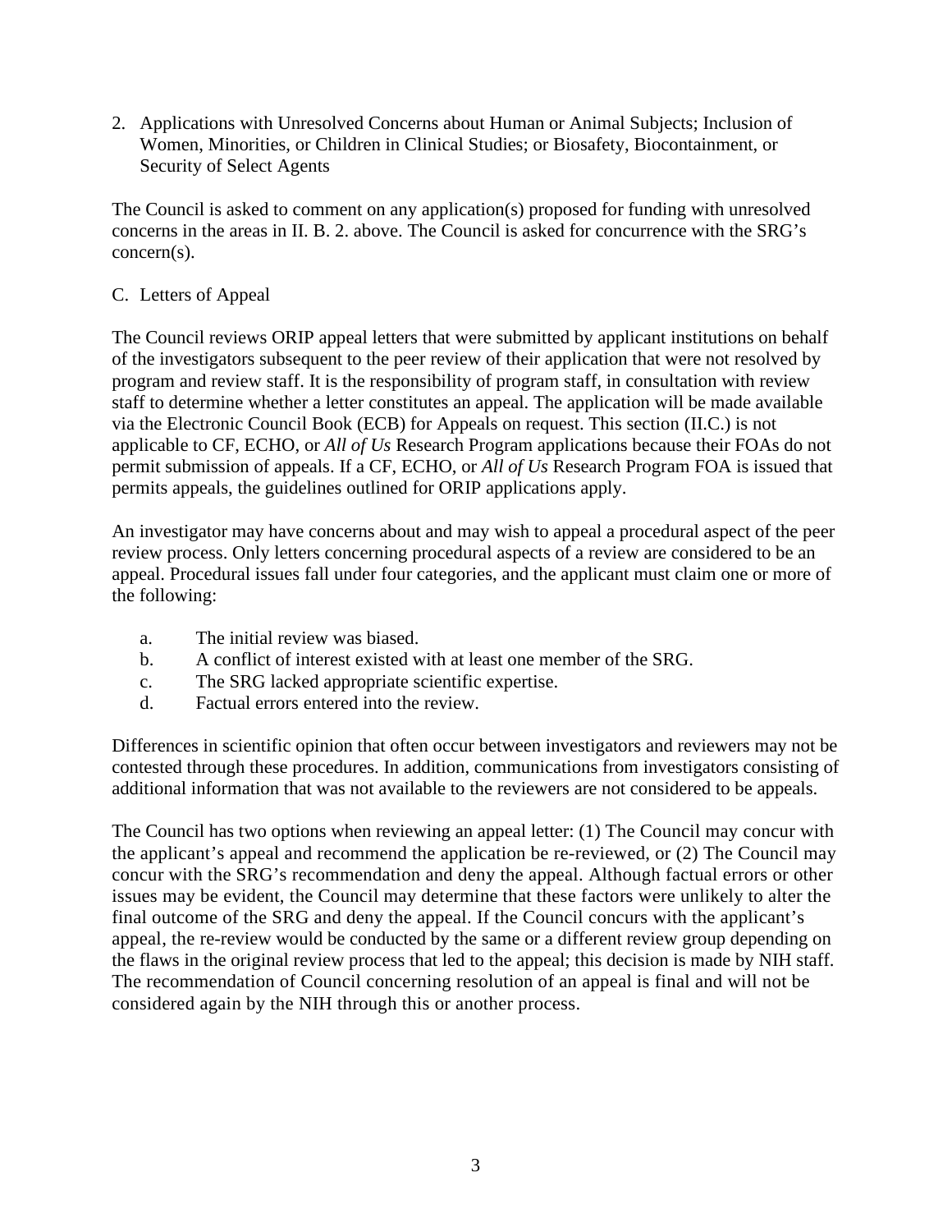2. Applications with Unresolved Concerns about Human or Animal Subjects; Inclusion of Women, Minorities, or Children in Clinical Studies; or Biosafety, Biocontainment, or Security of Select Agents

The Council is asked to comment on any application(s) proposed for funding with unresolved concerns in the areas in II. B. 2. above. The Council is asked for concurrence with the SRG's concern(s).

C. Letters of Appeal

The Council reviews ORIP appeal letters that were submitted by applicant institutions on behalf of the investigators subsequent to the peer review of their application that were not resolved by program and review staff. It is the responsibility of program staff, in consultation with review staff to determine whether a letter constitutes an appeal. The application will be made available via the Electronic Council Book (ECB) for Appeals on request. This section (II.C.) is not applicable to CF, ECHO, or *All of Us* Research Program applications because their FOAs do not permit submission of appeals. If a CF, ECHO, or *All of Us* Research Program FOA is issued that permits appeals, the guidelines outlined for ORIP applications apply.

An investigator may have concerns about and may wish to appeal a procedural aspect of the peer review process. Only letters concerning procedural aspects of a review are considered to be an appeal. Procedural issues fall under four categories, and the applicant must claim one or more of the following:

a. The initial review was biased.
b. A conflict of interest existed with at least one member of the SRG.
c. The SRG lacked appropriate scientific expertise.
d. Factual errors entered into the review.

Differences in scientific opinion that often occur between investigators and reviewers may not be contested through these procedures. In addition, communications from investigators consisting of additional information that was not available to the reviewers are not considered to be appeals.

The Council has two options when reviewing an appeal letter: (1) The Council may concur with the applicant's appeal and recommend the application be re-reviewed, or (2) The Council may concur with the SRG's recommendation and deny the appeal. Although factual errors or other issues may be evident, the Council may determine that these factors were unlikely to alter the final outcome of the SRG and deny the appeal. If the Council concurs with the applicant's appeal, the re-review would be conducted by the same or a different review group depending on the flaws in the original review process that led to the appeal; this decision is made by NIH staff. The recommendation of Council concerning resolution of an appeal is final and will not be considered again by the NIH through this or another process.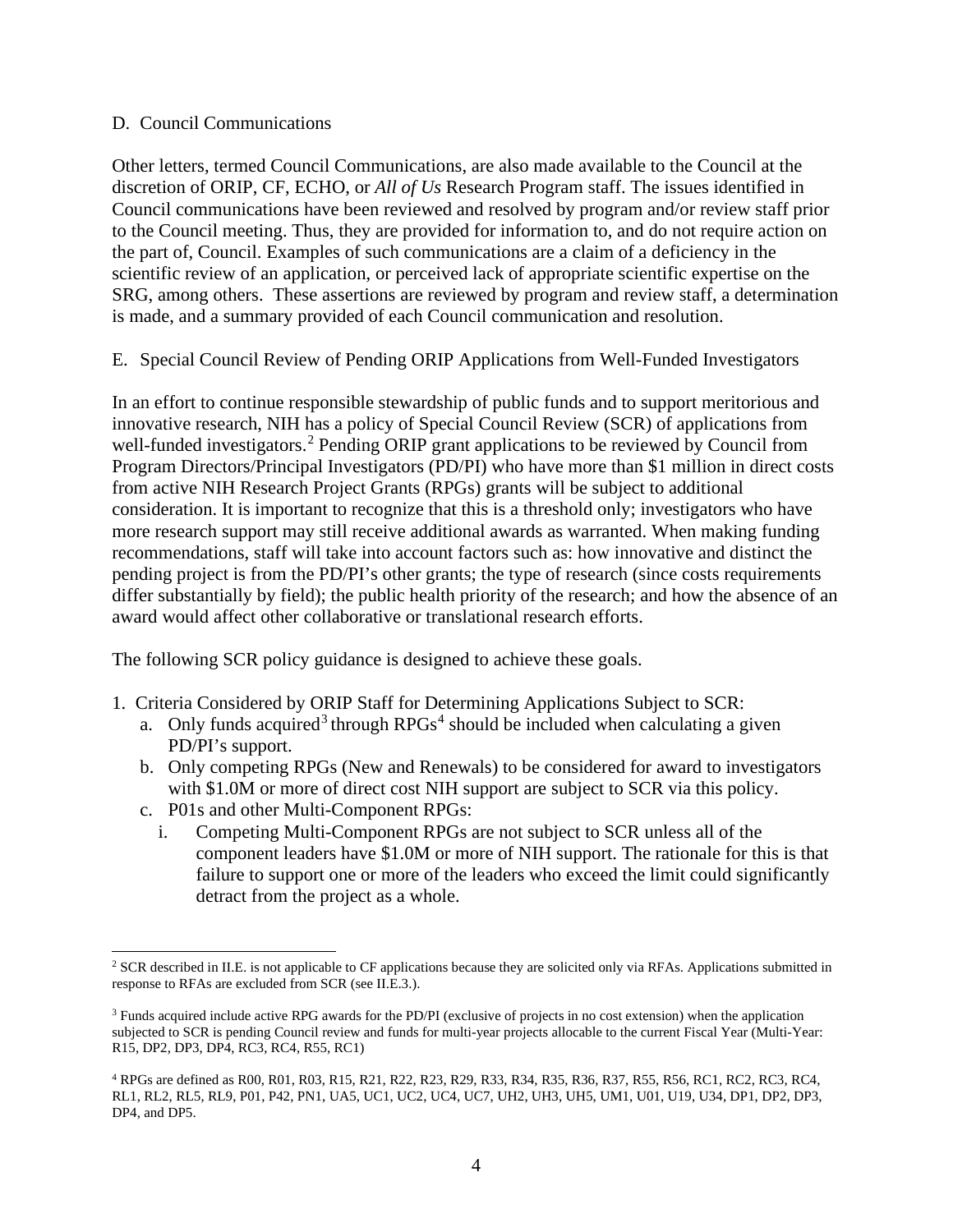### D. Council Communications

Other letters, termed Council Communications, are also made available to the Council at the discretion of ORIP, CF, ECHO, or *All of Us* Research Program staff. The issues identified in Council communications have been reviewed and resolved by program and/or review staff prior to the Council meeting. Thus, they are provided for information to, and do not require action on the part of, Council. Examples of such communications are a claim of a deficiency in the scientific review of an application, or perceived lack of appropriate scientific expertise on the SRG, among others. These assertions are reviewed by program and review staff, a determination is made, and a summary provided of each Council communication and resolution.

### E. Special Council Review of Pending ORIP Applications from Well-Funded Investigators

In an effort to continue responsible stewardship of public funds and to support meritorious and innovative research, NIH has a policy of Special Council Review (SCR) of applications from well-funded investigators.[2] Pending ORIP grant applications to be reviewed by Council from Program Directors/Principal Investigators (PD/PI) who have more than $1 million in direct costs from active NIH Research Project Grants (RPGs) grants will be subject to additional consideration. It is important to recognize that this is a threshold only; investigators who have more research support may still receive additional awards as warranted. When making funding recommendations, staff will take into account factors such as: how innovative and distinct the pending project is from the PD/PI's other grants; the type of research (since costs requirements differ substantially by field); the public health priority of the research; and how the absence of an award would affect other collaborative or translational research efforts.

The following SCR policy guidance is designed to achieve these goals.

1. Criteria Considered by ORIP Staff for Determining Applications Subject to SCR:
   a. Only funds acquired[3] through RPGs[4] should be included when calculating a given PD/PI's support.
   b. Only competing RPGs (New and Renewals) to be considered for award to investigators with $1.0M or more of direct cost NIH support are subject to SCR via this policy.
   c. P01s and other Multi-Component RPGs:
      i. Competing Multi-Component RPGs are not subject to SCR unless all of the component leaders have $1.0M or more of NIH support. The rationale for this is that failure to support one or more of the leaders who exceed the limit could significantly detract from the project as a whole.

---

[2] SCR described in II.E. is not applicable to CF applications because they are solicited only via RFAs. Applications submitted in response to RFAs are excluded from SCR (see II.E.3.).

[3] Funds acquired include active RPG awards for the PD/PI (exclusive of projects in no cost extension) when the application subjected to SCR is pending Council review and funds for multi-year projects allocable to the current Fiscal Year (Multi-Year: R15, DP2, DP3, DP4, RC3, RC4, R55, RC1)

[4] RPGs are defined as R00, R01, R03, R15, R21, R22, R23, R29, R33, R34, R35, R36, R37, R55, R56, RC1, RC2, RC3, RC4, RL1, RL2, RL5, RL9, P01, P42, PN1, UA5, UC1, UC2, UC4, UC7, UH2, UH3, UH5, UM1, U01, U19, U34, DP1, DP2, DP3, DP4, and DP5.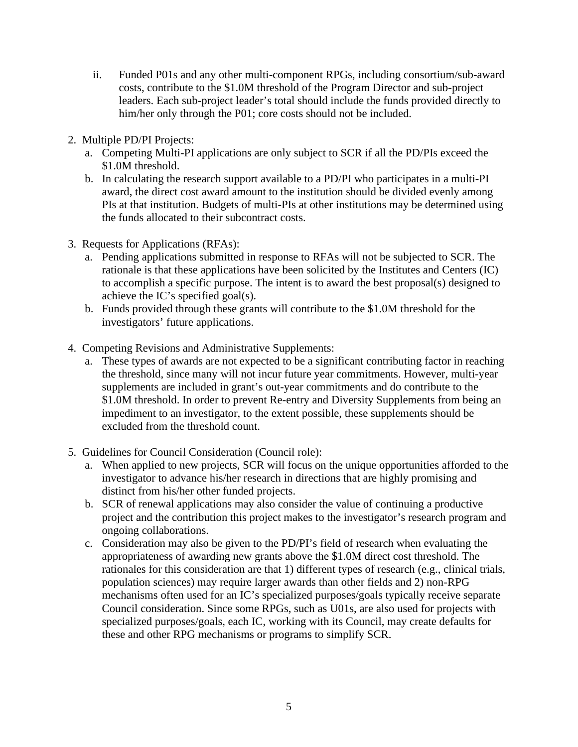ii. Funded P01s and any other multi-component RPGs, including consortium/sub-award costs, contribute to the $1.0M threshold of the Program Director and sub-project leaders. Each sub-project leader's total should include the funds provided directly to him/her only through the P01; core costs should not be included.

2. Multiple PD/PI Projects:
   a. Competing Multi-PI applications are only subject to SCR if all the PD/PIs exceed the $1.0M threshold.
   b. In calculating the research support available to a PD/PI who participates in a multi-PI award, the direct cost award amount to the institution should be divided evenly among PIs at that institution. Budgets of multi-PIs at other institutions may be determined using the funds allocated to their subcontract costs.

3. Requests for Applications (RFAs):
   a. Pending applications submitted in response to RFAs will not be subjected to SCR. The rationale is that these applications have been solicited by the Institutes and Centers (IC) to accomplish a specific purpose. The intent is to award the best proposal(s) designed to achieve the IC's specified goal(s).
   b. Funds provided through these grants will contribute to the $1.0M threshold for the investigators' future applications.

4. Competing Revisions and Administrative Supplements:
   a. These types of awards are not expected to be a significant contributing factor in reaching the threshold, since many will not incur future year commitments. However, multi-year supplements are included in grant's out-year commitments and do contribute to the $1.0M threshold. In order to prevent Re-entry and Diversity Supplements from being an impediment to an investigator, to the extent possible, these supplements should be excluded from the threshold count.

5. Guidelines for Council Consideration (Council role):
   a. When applied to new projects, SCR will focus on the unique opportunities afforded to the investigator to advance his/her research in directions that are highly promising and distinct from his/her other funded projects.
   b. SCR of renewal applications may also consider the value of continuing a productive project and the contribution this project makes to the investigator's research program and ongoing collaborations.
   c. Consideration may also be given to the PD/PI's field of research when evaluating the appropriateness of awarding new grants above the $1.0M direct cost threshold. The rationales for this consideration are that 1) different types of research (e.g., clinical trials, population sciences) may require larger awards than other fields and 2) non-RPG mechanisms often used for an IC's specialized purposes/goals typically receive separate Council consideration. Since some RPGs, such as U01s, are also used for projects with specialized purposes/goals, each IC, working with its Council, may create defaults for these and other RPG mechanisms or programs to simplify SCR.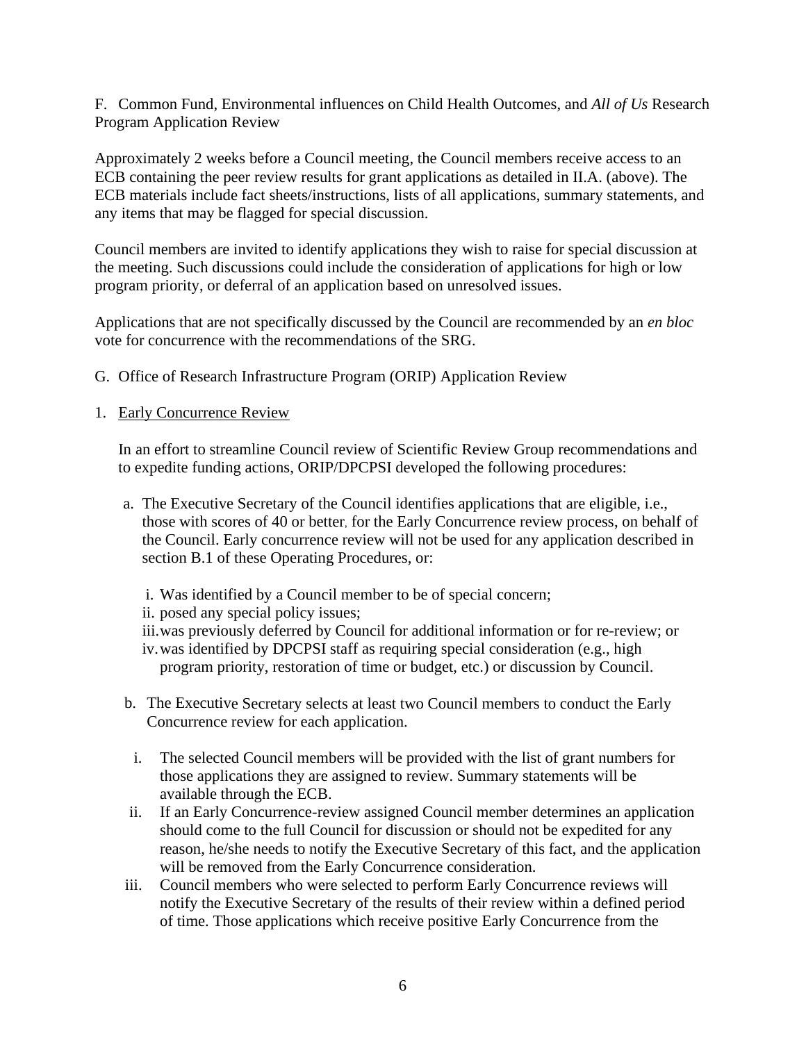F. Common Fund, Environmental influences on Child Health Outcomes, and *All of Us* Research Program Application Review

Approximately 2 weeks before a Council meeting, the Council members receive access to an ECB containing the peer review results for grant applications as detailed in II.A. (above). The ECB materials include fact sheets/instructions, lists of all applications, summary statements, and any items that may be flagged for special discussion.

Council members are invited to identify applications they wish to raise for special discussion at the meeting. Such discussions could include the consideration of applications for high or low program priority, or deferral of an application based on unresolved issues.

Applications that are not specifically discussed by the Council are recommended by an *en bloc* vote for concurrence with the recommendations of the SRG.

G. Office of Research Infrastructure Program (ORIP) Application Review

1. Early Concurrence Review

In an effort to streamline Council review of Scientific Review Group recommendations and to expedite funding actions, ORIP/DPCPSI developed the following procedures:

a. The Executive Secretary of the Council identifies applications that are eligible, i.e., those with scores of 40 or better, for the Early Concurrence review process, on behalf of the Council. Early concurrence review will not be used for any application described in section B.1 of these Operating Procedures, or:

   i. Was identified by a Council member to be of special concern;
   ii. posed any special policy issues;
   iii. was previously deferred by Council for additional information or for re-review; or
   iv. was identified by DPCPSI staff as requiring special consideration (e.g., high program priority, restoration of time or budget, etc.) or discussion by Council.

b. The Executive Secretary selects at least two Council members to conduct the Early Concurrence review for each application.

   i. The selected Council members will be provided with the list of grant numbers for those applications they are assigned to review. Summary statements will be available through the ECB.
   ii. If an Early Concurrence-review assigned Council member determines an application should come to the full Council for discussion or should not be expedited for any reason, he/she needs to notify the Executive Secretary of this fact, and the application will be removed from the Early Concurrence consideration.
   iii. Council members who were selected to perform Early Concurrence reviews will notify the Executive Secretary of the results of their review within a defined period of time. Those applications which receive positive Early Concurrence from the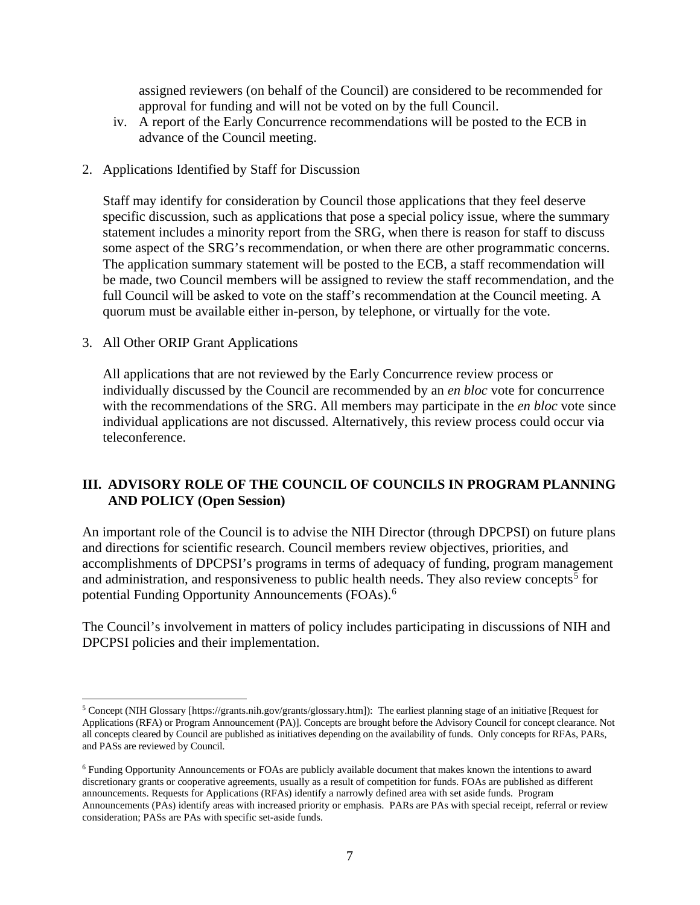assigned reviewers (on behalf of the Council) are considered to be recommended for approval for funding and will not be voted on by the full Council.

iv. A report of the Early Concurrence recommendations will be posted to the ECB in advance of the Council meeting.

2. Applications Identified by Staff for Discussion

   Staff may identify for consideration by Council those applications that they feel deserve specific discussion, such as applications that pose a special policy issue, where the summary statement includes a minority report from the SRG, when there is reason for staff to discuss some aspect of the SRG's recommendation, or when there are other programmatic concerns. The application summary statement will be posted to the ECB, a staff recommendation will be made, two Council members will be assigned to review the staff recommendation, and the full Council will be asked to vote on the staff's recommendation at the Council meeting. A quorum must be available either in-person, by telephone, or virtually for the vote.

3. All Other ORIP Grant Applications

   All applications that are not reviewed by the Early Concurrence review process or individually discussed by the Council are recommended by an *en bloc* vote for concurrence with the recommendations of the SRG. All members may participate in the *en bloc* vote since individual applications are not discussed. Alternatively, this review process could occur via teleconference.

## III. ADVISORY ROLE OF THE COUNCIL OF COUNCILS IN PROGRAM PLANNING AND POLICY (Open Session)

An important role of the Council is to advise the NIH Director (through DPCPSI) on future plans and directions for scientific research. Council members review objectives, priorities, and accomplishments of DPCPSI's programs in terms of adequacy of funding, program management and administration, and responsiveness to public health needs. They also review concepts[5] for potential Funding Opportunity Announcements (FOAs).[6]

The Council's involvement in matters of policy includes participating in discussions of NIH and DPCPSI policies and their implementation.

---

[5] Concept (NIH Glossary [https://grants.nih.gov/grants/glossary.htm]): The earliest planning stage of an initiative [Request for Applications (RFA) or Program Announcement (PA)]. Concepts are brought before the Advisory Council for concept clearance. Not all concepts cleared by Council are published as initiatives depending on the availability of funds. Only concepts for RFAs, PARs, and PASs are reviewed by Council.

[6] Funding Opportunity Announcements or FOAs are publicly available document that makes known the intentions to award discretionary grants or cooperative agreements, usually as a result of competition for funds. FOAs are published as different announcements. Requests for Applications (RFAs) identify a narrowly defined area with set aside funds. Program Announcements (PAs) identify areas with increased priority or emphasis. PARs are PAs with special receipt, referral or review consideration; PASs are PAs with specific set-aside funds.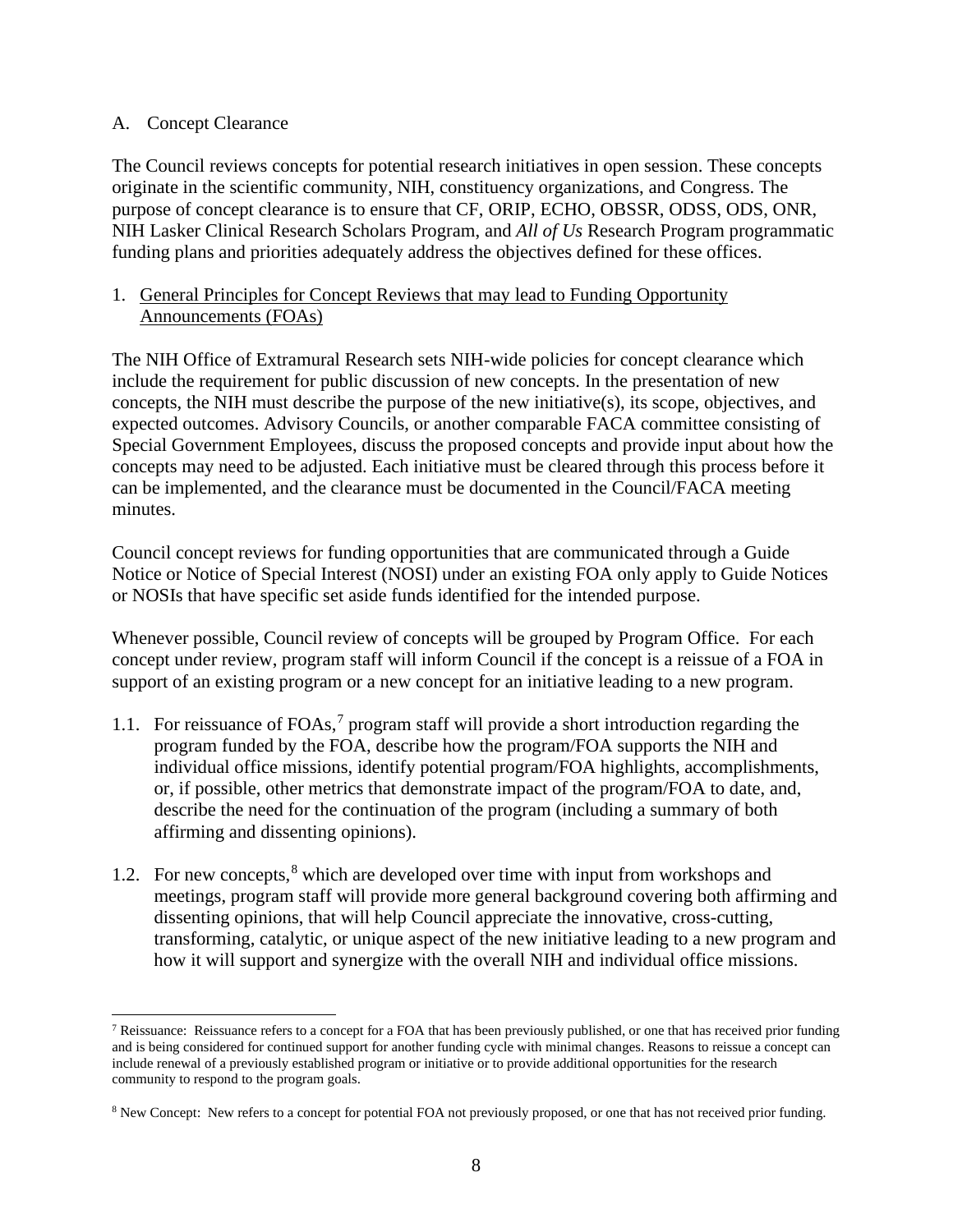## A. Concept Clearance

The Council reviews concepts for potential research initiatives in open session. These concepts originate in the scientific community, NIH, constituency organizations, and Congress. The purpose of concept clearance is to ensure that CF, ORIP, ECHO, OBSSR, ODSS, ODS, ONR, NIH Lasker Clinical Research Scholars Program, and *All of Us* Research Program programmatic funding plans and priorities adequately address the objectives defined for these offices.

### 1. General Principles for Concept Reviews that may lead to Funding Opportunity Announcements (FOAs)

The NIH Office of Extramural Research sets NIH-wide policies for concept clearance which include the requirement for public discussion of new concepts. In the presentation of new concepts, the NIH must describe the purpose of the new initiative(s), its scope, objectives, and expected outcomes. Advisory Councils, or another comparable FACA committee consisting of Special Government Employees, discuss the proposed concepts and provide input about how the concepts may need to be adjusted. Each initiative must be cleared through this process before it can be implemented, and the clearance must be documented in the Council/FACA meeting minutes.

Council concept reviews for funding opportunities that are communicated through a Guide Notice or Notice of Special Interest (NOSI) under an existing FOA only apply to Guide Notices or NOSIs that have specific set aside funds identified for the intended purpose.

Whenever possible, Council review of concepts will be grouped by Program Office. For each concept under review, program staff will inform Council if the concept is a reissue of a FOA in support of an existing program or a new concept for an initiative leading to a new program.

1.1. For reissuance of FOAs,[7] program staff will provide a short introduction regarding the program funded by the FOA, describe how the program/FOA supports the NIH and individual office missions, identify potential program/FOA highlights, accomplishments, or, if possible, other metrics that demonstrate impact of the program/FOA to date, and, describe the need for the continuation of the program (including a summary of both affirming and dissenting opinions).

1.2. For new concepts,[8] which are developed over time with input from workshops and meetings, program staff will provide more general background covering both affirming and dissenting opinions, that will help Council appreciate the innovative, cross-cutting, transforming, catalytic, or unique aspect of the new initiative leading to a new program and how it will support and synergize with the overall NIH and individual office missions.

---

[7] Reissuance: Reissuance refers to a concept for a FOA that has been previously published, or one that has received prior funding and is being considered for continued support for another funding cycle with minimal changes. Reasons to reissue a concept can include renewal of a previously established program or initiative or to provide additional opportunities for the research community to respond to the program goals.

[8] New Concept: New refers to a concept for potential FOA not previously proposed, or one that has not received prior funding.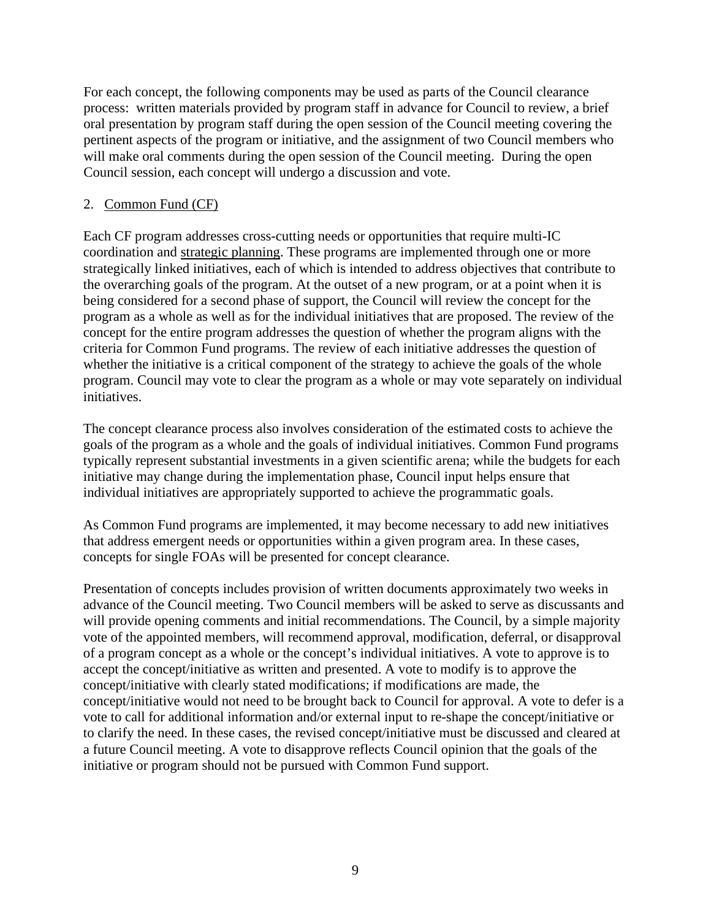For each concept, the following components may be used as parts of the Council clearance process: written materials provided by program staff in advance for Council to review, a brief oral presentation by program staff during the open session of the Council meeting covering the pertinent aspects of the program or initiative, and the assignment of two Council members who will make oral comments during the open session of the Council meeting. During the open Council session, each concept will undergo a discussion and vote.

2. Common Fund (CF)

Each CF program addresses cross-cutting needs or opportunities that require multi-IC coordination and strategic planning. These programs are implemented through one or more strategically linked initiatives, each of which is intended to address objectives that contribute to the overarching goals of the program. At the outset of a new program, or at a point when it is being considered for a second phase of support, the Council will review the concept for the program as a whole as well as for the individual initiatives that are proposed. The review of the concept for the entire program addresses the question of whether the program aligns with the criteria for Common Fund programs. The review of each initiative addresses the question of whether the initiative is a critical component of the strategy to achieve the goals of the whole program. Council may vote to clear the program as a whole or may vote separately on individual initiatives.

The concept clearance process also involves consideration of the estimated costs to achieve the goals of the program as a whole and the goals of individual initiatives. Common Fund programs typically represent substantial investments in a given scientific arena; while the budgets for each initiative may change during the implementation phase, Council input helps ensure that individual initiatives are appropriately supported to achieve the programmatic goals.

As Common Fund programs are implemented, it may become necessary to add new initiatives that address emergent needs or opportunities within a given program area. In these cases, concepts for single FOAs will be presented for concept clearance.

Presentation of concepts includes provision of written documents approximately two weeks in advance of the Council meeting. Two Council members will be asked to serve as discussants and will provide opening comments and initial recommendations. The Council, by a simple majority vote of the appointed members, will recommend approval, modification, deferral, or disapproval of a program concept as a whole or the concept's individual initiatives. A vote to approve is to accept the concept/initiative as written and presented. A vote to modify is to approve the concept/initiative with clearly stated modifications; if modifications are made, the concept/initiative would not need to be brought back to Council for approval. A vote to defer is a vote to call for additional information and/or external input to re-shape the concept/initiative or to clarify the need. In these cases, the revised concept/initiative must be discussed and cleared at a future Council meeting. A vote to disapprove reflects Council opinion that the goals of the initiative or program should not be pursued with Common Fund support.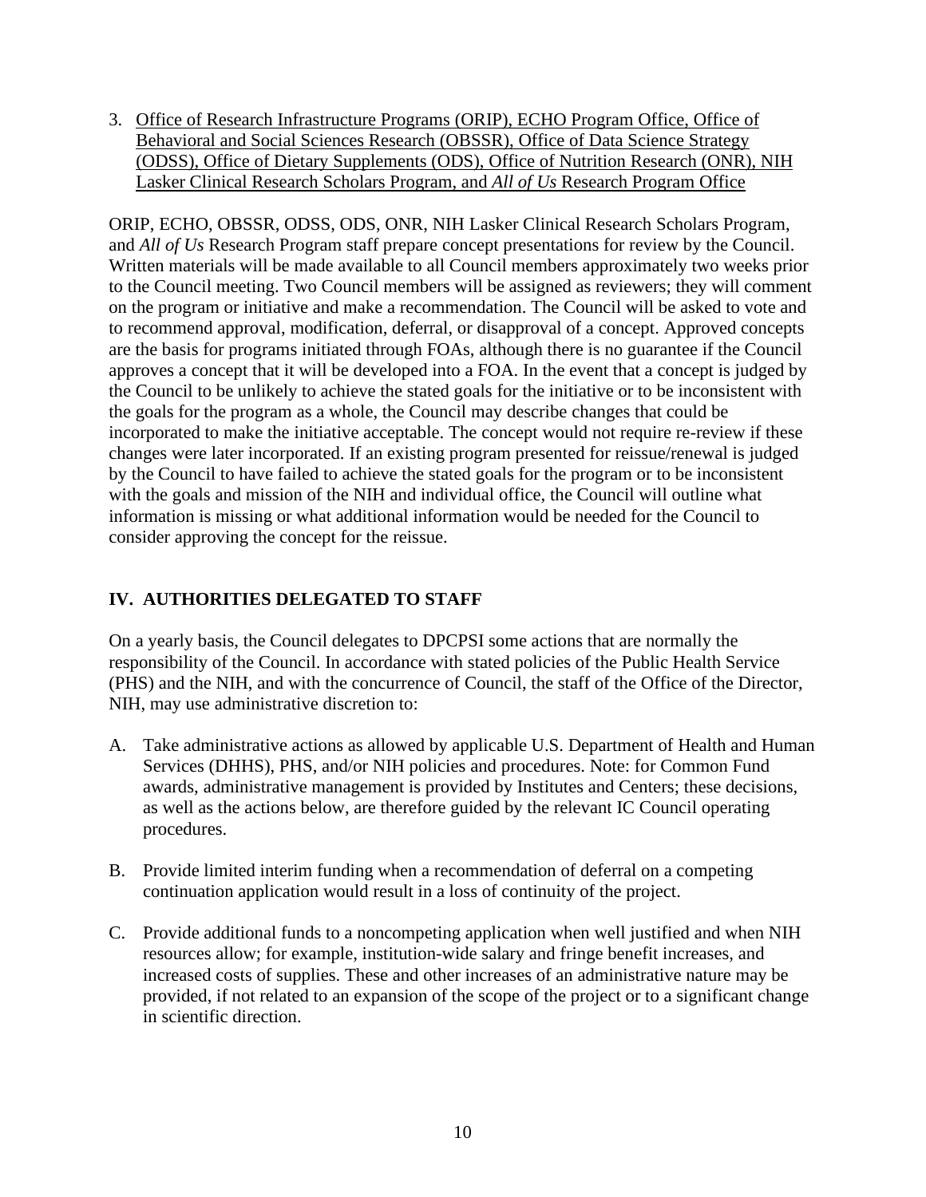3. Office of Research Infrastructure Programs (ORIP), ECHO Program Office, Office of Behavioral and Social Sciences Research (OBSSR), Office of Data Science Strategy (ODSS), Office of Dietary Supplements (ODS), Office of Nutrition Research (ONR), NIH Lasker Clinical Research Scholars Program, and *All of Us* Research Program Office

ORIP, ECHO, OBSSR, ODSS, ODS, ONR, NIH Lasker Clinical Research Scholars Program, and *All of Us* Research Program staff prepare concept presentations for review by the Council. Written materials will be made available to all Council members approximately two weeks prior to the Council meeting. Two Council members will be assigned as reviewers; they will comment on the program or initiative and make a recommendation. The Council will be asked to vote and to recommend approval, modification, deferral, or disapproval of a concept. Approved concepts are the basis for programs initiated through FOAs, although there is no guarantee if the Council approves a concept that it will be developed into a FOA. In the event that a concept is judged by the Council to be unlikely to achieve the stated goals for the initiative or to be inconsistent with the goals for the program as a whole, the Council may describe changes that could be incorporated to make the initiative acceptable. The concept would not require re-review if these changes were later incorporated. If an existing program presented for reissue/renewal is judged by the Council to have failed to achieve the stated goals for the program or to be inconsistent with the goals and mission of the NIH and individual office, the Council will outline what information is missing or what additional information would be needed for the Council to consider approving the concept for the reissue.

## IV. AUTHORITIES DELEGATED TO STAFF

On a yearly basis, the Council delegates to DPCPSI some actions that are normally the responsibility of the Council. In accordance with stated policies of the Public Health Service (PHS) and the NIH, and with the concurrence of Council, the staff of the Office of the Director, NIH, may use administrative discretion to:

A. Take administrative actions as allowed by applicable U.S. Department of Health and Human Services (DHHS), PHS, and/or NIH policies and procedures. Note: for Common Fund awards, administrative management is provided by Institutes and Centers; these decisions, as well as the actions below, are therefore guided by the relevant IC Council operating procedures.

B. Provide limited interim funding when a recommendation of deferral on a competing continuation application would result in a loss of continuity of the project.

C. Provide additional funds to a noncompeting application when well justified and when NIH resources allow; for example, institution-wide salary and fringe benefit increases, and increased costs of supplies. These and other increases of an administrative nature may be provided, if not related to an expansion of the scope of the project or to a significant change in scientific direction.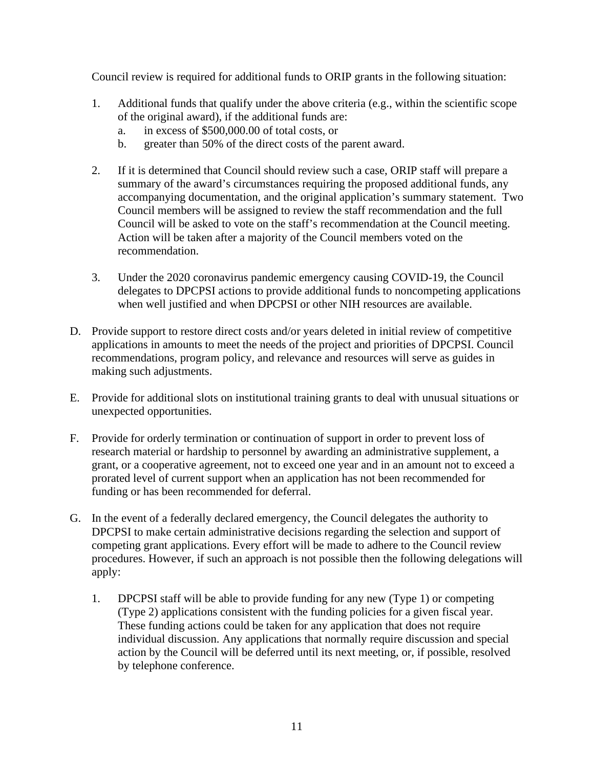Council review is required for additional funds to ORIP grants in the following situation:

1. Additional funds that qualify under the above criteria (e.g., within the scientific scope of the original award), if the additional funds are:
   a. in excess of $500,000.00 of total costs, or
   b. greater than 50% of the direct costs of the parent award.

2. If it is determined that Council should review such a case, ORIP staff will prepare a summary of the award's circumstances requiring the proposed additional funds, any accompanying documentation, and the original application's summary statement. Two Council members will be assigned to review the staff recommendation and the full Council will be asked to vote on the staff's recommendation at the Council meeting. Action will be taken after a majority of the Council members voted on the recommendation.

3. Under the 2020 coronavirus pandemic emergency causing COVID-19, the Council delegates to DPCPSI actions to provide additional funds to noncompeting applications when well justified and when DPCPSI or other NIH resources are available.

D. Provide support to restore direct costs and/or years deleted in initial review of competitive applications in amounts to meet the needs of the project and priorities of DPCPSI. Council recommendations, program policy, and relevance and resources will serve as guides in making such adjustments.

E. Provide for additional slots on institutional training grants to deal with unusual situations or unexpected opportunities.

F. Provide for orderly termination or continuation of support in order to prevent loss of research material or hardship to personnel by awarding an administrative supplement, a grant, or a cooperative agreement, not to exceed one year and in an amount not to exceed a prorated level of current support when an application has not been recommended for funding or has been recommended for deferral.

G. In the event of a federally declared emergency, the Council delegates the authority to DPCPSI to make certain administrative decisions regarding the selection and support of competing grant applications. Every effort will be made to adhere to the Council review procedures. However, if such an approach is not possible then the following delegations will apply:

   1. DPCPSI staff will be able to provide funding for any new (Type 1) or competing (Type 2) applications consistent with the funding policies for a given fiscal year. These funding actions could be taken for any application that does not require individual discussion. Any applications that normally require discussion and special action by the Council will be deferred until its next meeting, or, if possible, resolved by telephone conference.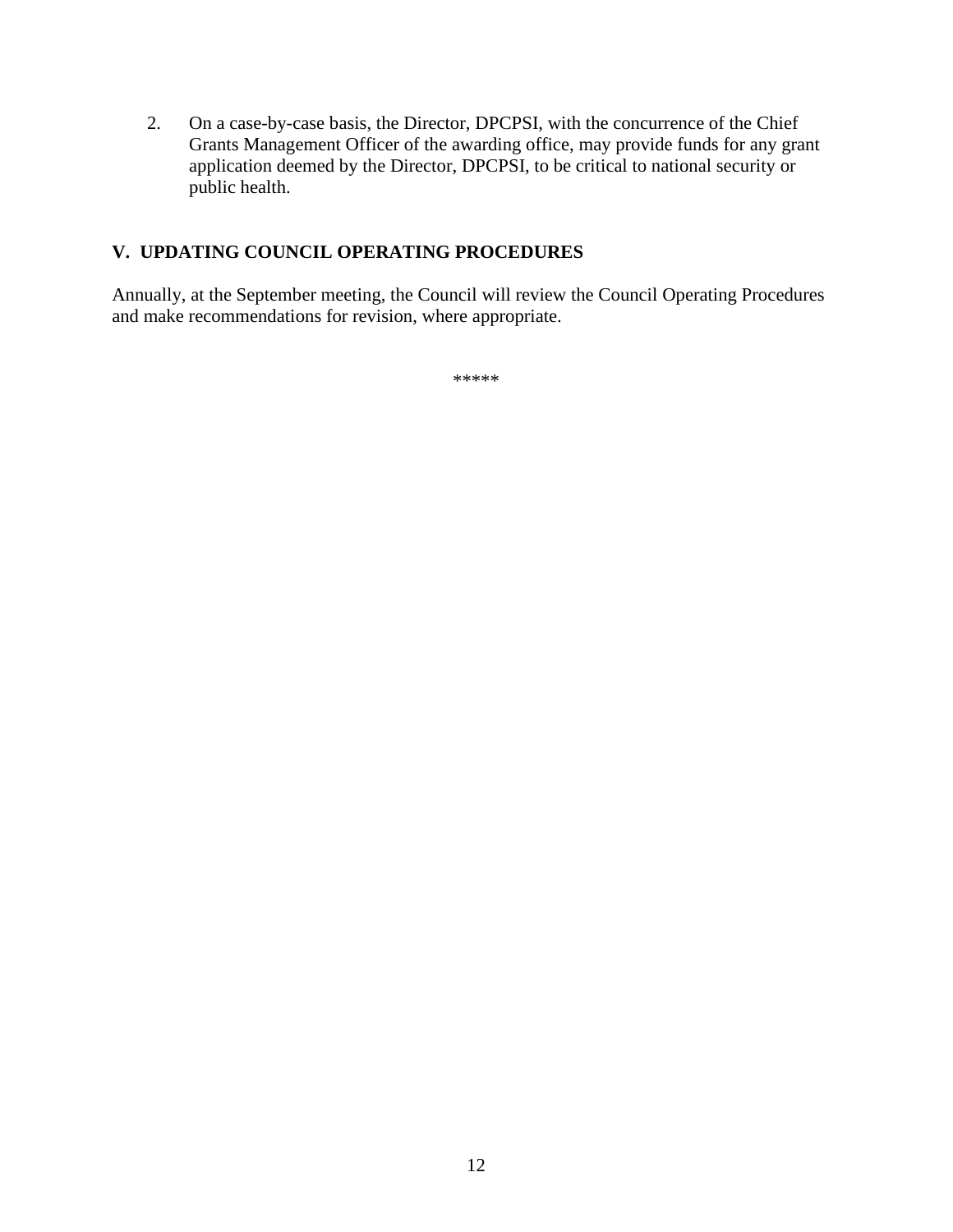2. On a case-by-case basis, the Director, DPCPSI, with the concurrence of the Chief Grants Management Officer of the awarding office, may provide funds for any grant application deemed by the Director, DPCPSI, to be critical to national security or public health.

## V. UPDATING COUNCIL OPERATING PROCEDURES

Annually, at the September meeting, the Council will review the Council Operating Procedures and make recommendations for revision, where appropriate.

*****